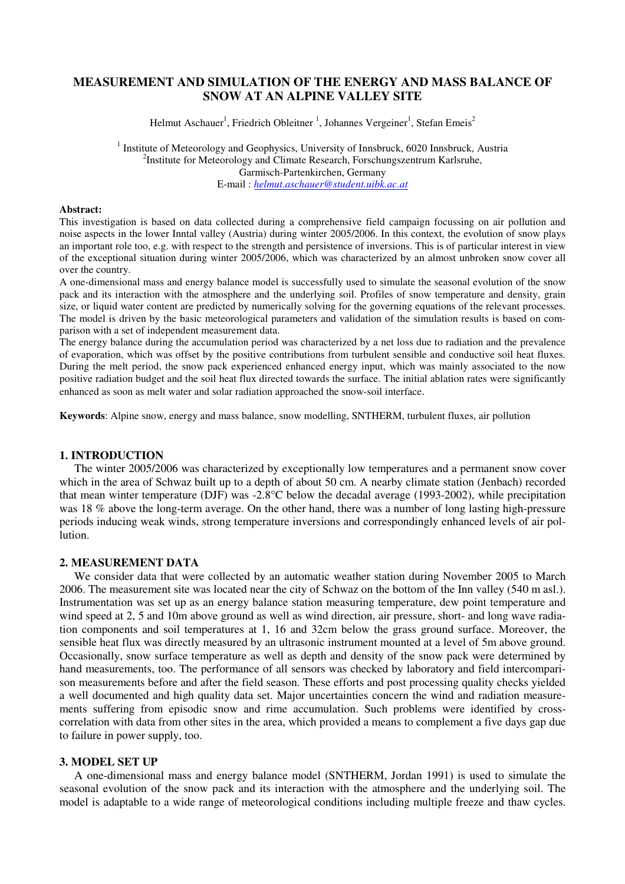# MEASUREMENT AND SIMULATION OF THE ENERGY AND MASS BALANCE OF SNOW AT AN ALPINE VALLEY SITE

Helmut Aschauer[1], Friedrich Obleitner [1], Johannes Vergeiner[1], Stefan Emeis[2]

[1] Institute of Meteorology and Geophysics, University of Innsbruck, 6020 Innsbruck, Austria
[2]Institute for Meteorology and Climate Research, Forschungszentrum Karlsruhe, Garmisch-Partenkirchen, Germany
E-mail : *helmut.aschauer@student.uibk.ac.at*

**Abstract:**
This investigation is based on data collected during a comprehensive field campaign focussing on air pollution and noise aspects in the lower Inntal valley (Austria) during winter 2005/2006. In this context, the evolution of snow plays an important role too, e.g. with respect to the strength and persistence of inversions. This is of particular interest in view of the exceptional situation during winter 2005/2006, which was characterized by an almost unbroken snow cover all over the country.
A one-dimensional mass and energy balance model is successfully used to simulate the seasonal evolution of the snow pack and its interaction with the atmosphere and the underlying soil. Profiles of snow temperature and density, grain size, or liquid water content are predicted by numerically solving for the governing equations of the relevant processes. The model is driven by the basic meteorological parameters and validation of the simulation results is based on comparison with a set of independent measurement data.
The energy balance during the accumulation period was characterized by a net loss due to radiation and the prevalence of evaporation, which was offset by the positive contributions from turbulent sensible and conductive soil heat fluxes. During the melt period, the snow pack experienced enhanced energy input, which was mainly associated to the now positive radiation budget and the soil heat flux directed towards the surface. The initial ablation rates were significantly enhanced as soon as melt water and solar radiation approached the snow-soil interface.

**Keywords**: Alpine snow, energy and mass balance, snow modelling, SNTHERM, turbulent fluxes, air pollution

## 1. INTRODUCTION

The winter 2005/2006 was characterized by exceptionally low temperatures and a permanent snow cover which in the area of Schwaz built up to a depth of about 50 cm. A nearby climate station (Jenbach) recorded that mean winter temperature (DJF) was -2.8°C below the decadal average (1993-2002), while precipitation was 18 % above the long-term average. On the other hand, there was a number of long lasting high-pressure periods inducing weak winds, strong temperature inversions and correspondingly enhanced levels of air pollution.

## 2. MEASUREMENT DATA

We consider data that were collected by an automatic weather station during November 2005 to March 2006. The measurement site was located near the city of Schwaz on the bottom of the Inn valley (540 m asl.). Instrumentation was set up as an energy balance station measuring temperature, dew point temperature and wind speed at 2, 5 and 10m above ground as well as wind direction, air pressure, short- and long wave radiation components and soil temperatures at 1, 16 and 32cm below the grass ground surface. Moreover, the sensible heat flux was directly measured by an ultrasonic instrument mounted at a level of 5m above ground. Occasionally, snow surface temperature as well as depth and density of the snow pack were determined by hand measurements, too. The performance of all sensors was checked by laboratory and field intercomparison measurements before and after the field season. These efforts and post processing quality checks yielded a well documented and high quality data set. Major uncertainties concern the wind and radiation measurements suffering from episodic snow and rime accumulation. Such problems were identified by cross-correlation with data from other sites in the area, which provided a means to complement a five days gap due to failure in power supply, too.

## 3. MODEL SET UP

A one-dimensional mass and energy balance model (SNTHERM, Jordan 1991) is used to simulate the seasonal evolution of the snow pack and its interaction with the atmosphere and the underlying soil. The model is adaptable to a wide range of meteorological conditions including multiple freeze and thaw cycles.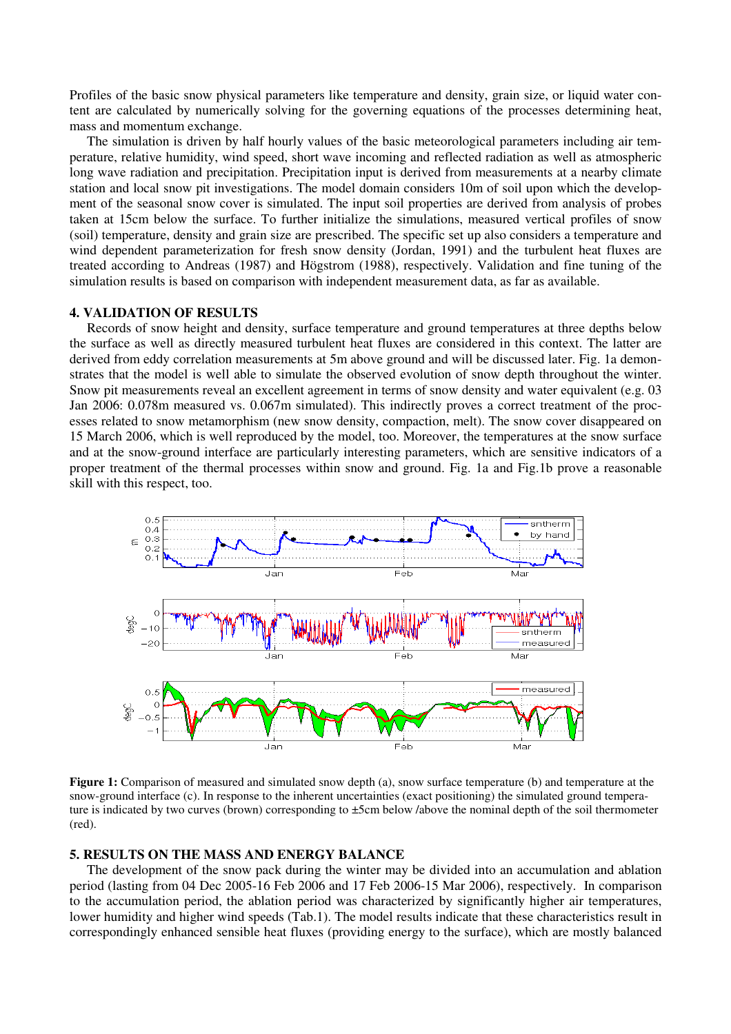Profiles of the basic snow physical parameters like temperature and density, grain size, or liquid water content are calculated by numerically solving for the governing equations of the processes determining heat, mass and momentum exchange.

The simulation is driven by half hourly values of the basic meteorological parameters including air temperature, relative humidity, wind speed, short wave incoming and reflected radiation as well as atmospheric long wave radiation and precipitation. Precipitation input is derived from measurements at a nearby climate station and local snow pit investigations. The model domain considers 10m of soil upon which the development of the seasonal snow cover is simulated. The input soil properties are derived from analysis of probes taken at 15cm below the surface. To further initialize the simulations, measured vertical profiles of snow (soil) temperature, density and grain size are prescribed. The specific set up also considers a temperature and wind dependent parameterization for fresh snow density (Jordan, 1991) and the turbulent heat fluxes are treated according to Andreas (1987) and Högstrom (1988), respectively. Validation and fine tuning of the simulation results is based on comparison with independent measurement data, as far as available.

## 4. VALIDATION OF RESULTS

Records of snow height and density, surface temperature and ground temperatures at three depths below the surface as well as directly measured turbulent heat fluxes are considered in this context. The latter are derived from eddy correlation measurements at 5m above ground and will be discussed later. Fig. 1a demonstrates that the model is well able to simulate the observed evolution of snow depth throughout the winter. Snow pit measurements reveal an excellent agreement in terms of snow density and water equivalent (e.g. 03 Jan 2006: 0.078m measured vs. 0.067m simulated). This indirectly proves a correct treatment of the processes related to snow metamorphism (new snow density, compaction, melt). The snow cover disappeared on 15 March 2006, which is well reproduced by the model, too. Moreover, the temperatures at the snow surface and at the snow-ground interface are particularly interesting parameters, which are sensitive indicators of a proper treatment of the thermal processes within snow and ground. Fig. 1a and Fig.1b prove a reasonable skill with this respect, too.

**Figure 1:** Comparison of measured and simulated snow depth (a), snow surface temperature (b) and temperature at the snow-ground interface (c). In response to the inherent uncertainties (exact positioning) the simulated ground temperature is indicated by two curves (brown) corresponding to ±5cm below /above the nominal depth of the soil thermometer (red).

## 5. RESULTS ON THE MASS AND ENERGY BALANCE

The development of the snow pack during the winter may be divided into an accumulation and ablation period (lasting from 04 Dec 2005-16 Feb 2006 and 17 Feb 2006-15 Mar 2006), respectively. In comparison to the accumulation period, the ablation period was characterized by significantly higher air temperatures, lower humidity and higher wind speeds (Tab.1). The model results indicate that these characteristics result in correspondingly enhanced sensible heat fluxes (providing energy to the surface), which are mostly balanced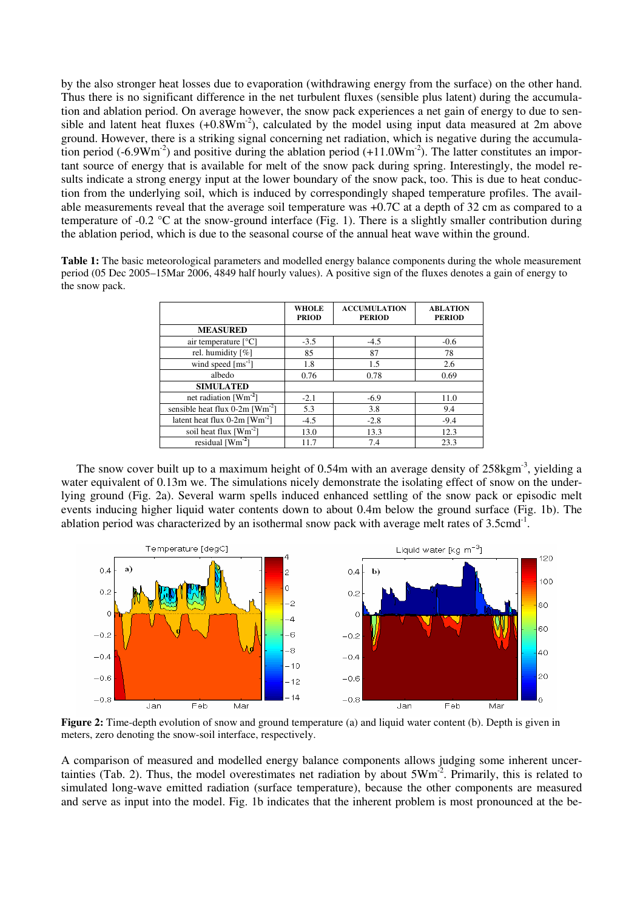by the also stronger heat losses due to evaporation (withdrawing energy from the surface) on the other hand. Thus there is no significant difference in the net turbulent fluxes (sensible plus latent) during the accumulation and ablation period. On average however, the snow pack experiences a net gain of energy to due to sensible and latent heat fluxes (+0.8Wm$^{-2}$), calculated by the model using input data measured at 2m above ground. However, there is a striking signal concerning net radiation, which is negative during the accumulation period (-6.9Wm$^{-2}$) and positive during the ablation period (+11.0Wm$^{-2}$). The latter constitutes an important source of energy that is available for melt of the snow pack during spring. Interestingly, the model results indicate a strong energy input at the lower boundary of the snow pack, too. This is due to heat conduction from the underlying soil, which is induced by correspondingly shaped temperature profiles. The available measurements reveal that the average soil temperature was +0.7C at a depth of 32 cm as compared to a temperature of -0.2 °C at the snow-ground interface (Fig. 1). There is a slightly smaller contribution during the ablation period, which is due to the seasonal course of the annual heat wave within the ground.

**Table 1:** The basic meteorological parameters and modelled energy balance components during the whole measurement period (05 Dec 2005–15Mar 2006, 4849 half hourly values). A positive sign of the fluxes denotes a gain of energy to the snow pack.

| | WHOLE PRIOD | ACCUMULATION PERIOD | ABLATION PERIOD |
|---|---|---|---|
| **MEASURED** | | | |
| air temperature [°C] | -3.5 | -4.5 | -0.6 |
| rel. humidity [%] | 85 | 87 | 78 |
| wind speed [ms$^{-1}$] | 1.8 | 1.5 | 2.6 |
| albedo | 0.76 | 0.78 | 0.69 |
| **SIMULATED** | | | |
| net radiation [Wm$^{-2}$] | -2.1 | -6.9 | 11.0 |
| sensible heat flux 0-2m [Wm$^{-2}$] | 5.3 | 3.8 | 9.4 |
| latent heat flux 0-2m [Wm$^{-2}$] | -4.5 | -2.8 | -9.4 |
| soil heat flux [Wm$^{-2}$] | 13.0 | 13.3 | 12.3 |
| residual [Wm$^{-2}$] | 11.7 | 7.4 | 23.3 |

The snow cover built up to a maximum height of 0.54m with an average density of 258kgm$^{-3}$, yielding a water equivalent of 0.13m we. The simulations nicely demonstrate the isolating effect of snow on the underlying ground (Fig. 2a). Several warm spells induced enhanced settling of the snow pack or episodic melt events inducing higher liquid water contents down to about 0.4m below the ground surface (Fig. 1b). The ablation period was characterized by an isothermal snow pack with average melt rates of 3.5cmd$^{-1}$.

**Figure 2:** Time-depth evolution of snow and ground temperature (a) and liquid water content (b). Depth is given in meters, zero denoting the snow-soil interface, respectively.

A comparison of measured and modelled energy balance components allows judging some inherent uncertainties (Tab. 2). Thus, the model overestimates net radiation by about 5Wm$^{-2}$. Primarily, this is related to simulated long-wave emitted radiation (surface temperature), because the other components are measured and serve as input into the model. Fig. 1b indicates that the inherent problem is most pronounced at the be-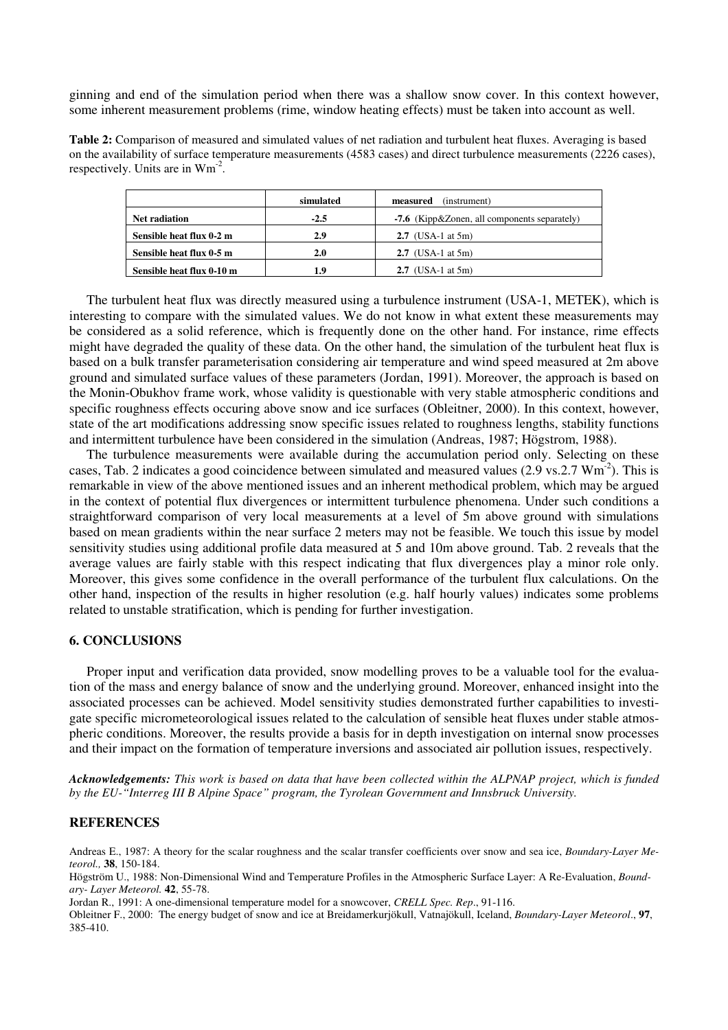ginning and end of the simulation period when there was a shallow snow cover. In this context however, some inherent measurement problems (rime, window heating effects) must be taken into account as well.

**Table 2:** Comparison of measured and simulated values of net radiation and turbulent heat fluxes. Averaging is based on the availability of surface temperature measurements (4583 cases) and direct turbulence measurements (2226 cases), respectively. Units are in $Wm^{-2}$.

| | simulated | measured (instrument) |
|---|---|---|
| **Net radiation** | -2.5 | **-7.6** (Kipp&Zonen, all components separately) |
| **Sensible heat flux 0-2 m** | 2.9 | **2.7** (USA-1 at 5m) |
| **Sensible heat flux 0-5 m** | 2.0 | **2.7** (USA-1 at 5m) |
| **Sensible heat flux 0-10 m** | 1.9 | **2.7** (USA-1 at 5m) |

The turbulent heat flux was directly measured using a turbulence instrument (USA-1, METEK), which is interesting to compare with the simulated values. We do not know in what extent these measurements may be considered as a solid reference, which is frequently done on the other hand. For instance, rime effects might have degraded the quality of these data. On the other hand, the simulation of the turbulent heat flux is based on a bulk transfer parameterisation considering air temperature and wind speed measured at 2m above ground and simulated surface values of these parameters (Jordan, 1991). Moreover, the approach is based on the Monin-Obukhov frame work, whose validity is questionable with very stable atmospheric conditions and specific roughness effects occuring above snow and ice surfaces (Obleitner, 2000). In this context, however, state of the art modifications addressing snow specific issues related to roughness lengths, stability functions and intermittent turbulence have been considered in the simulation (Andreas, 1987; Högstrom, 1988).

The turbulence measurements were available during the accumulation period only. Selecting on these cases, Tab. 2 indicates a good coincidence between simulated and measured values (2.9 vs.2.7 $Wm^{-2}$). This is remarkable in view of the above mentioned issues and an inherent methodical problem, which may be argued in the context of potential flux divergences or intermittent turbulence phenomena. Under such conditions a straightforward comparison of very local measurements at a level of 5m above ground with simulations based on mean gradients within the near surface 2 meters may not be feasible. We touch this issue by model sensitivity studies using additional profile data measured at 5 and 10m above ground. Tab. 2 reveals that the average values are fairly stable with this respect indicating that flux divergences play a minor role only. Moreover, this gives some confidence in the overall performance of the turbulent flux calculations. On the other hand, inspection of the results in higher resolution (e.g. half hourly values) indicates some problems related to unstable stratification, which is pending for further investigation.

## 6. CONCLUSIONS

Proper input and verification data provided, snow modelling proves to be a valuable tool for the evaluation of the mass and energy balance of snow and the underlying ground. Moreover, enhanced insight into the associated processes can be achieved. Model sensitivity studies demonstrated further capabilities to investigate specific micrometeorological issues related to the calculation of sensible heat fluxes under stable atmospheric conditions. Moreover, the results provide a basis for in depth investigation on internal snow processes and their impact on the formation of temperature inversions and associated air pollution issues, respectively.

***Acknowledgements:*** *This work is based on data that have been collected within the ALPNAP project, which is funded by the EU-"Interreg III B Alpine Space" program, the Tyrolean Government and Innsbruck University.*

## REFERENCES

Andreas E., 1987: A theory for the scalar roughness and the scalar transfer coefficients over snow and sea ice, *Boundary-Layer Meteorol.,* **38**, 150-184.

Högström U., 1988: Non-Dimensional Wind and Temperature Profiles in the Atmospheric Surface Layer: A Re-Evaluation, *Boundary- Layer Meteorol.* **42**, 55-78.

Jordan R., 1991: A one-dimensional temperature model for a snowcover, *CRELL Spec. Rep*., 91-116.

Obleitner F., 2000: The energy budget of snow and ice at Breidamerkurjökull, Vatnajökull, Iceland, *Boundary-Layer Meteorol*., **97**, 385-410.